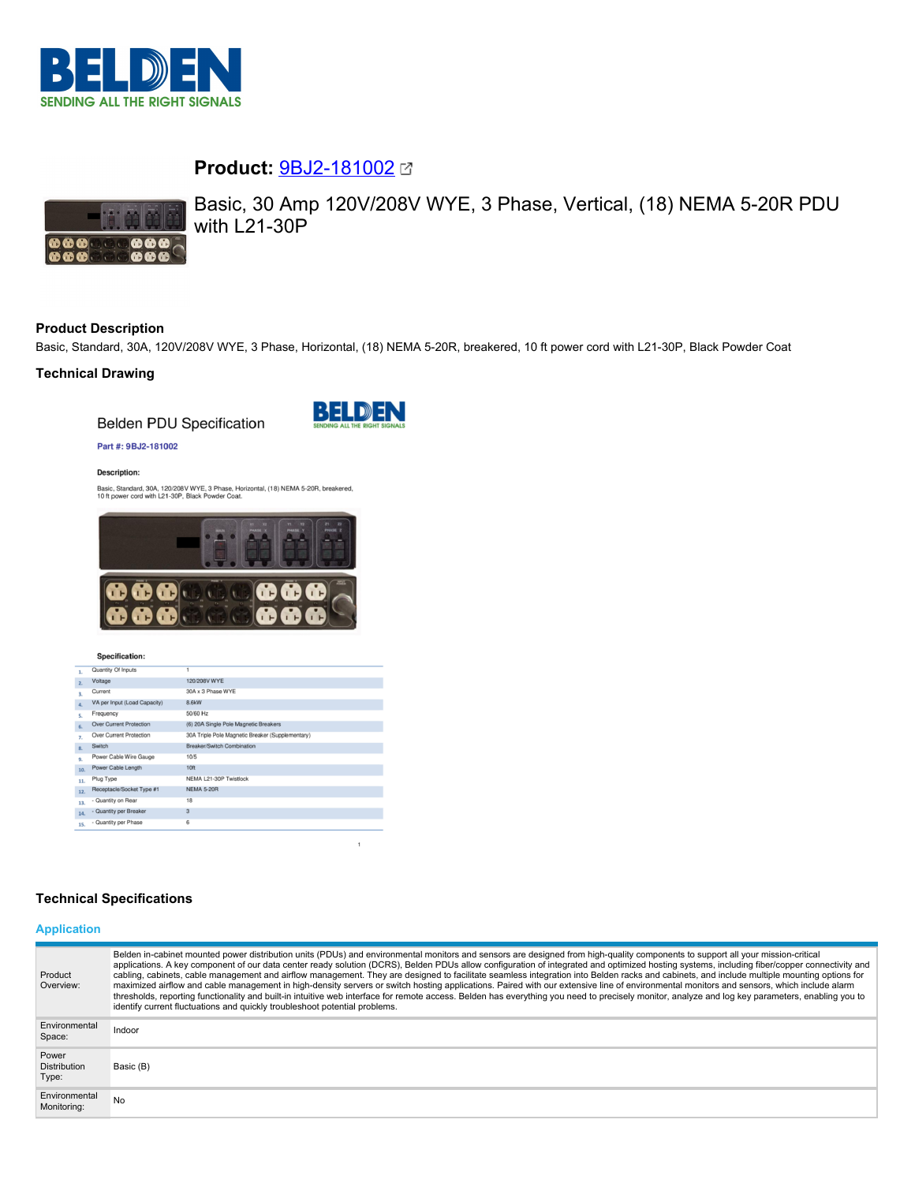# Product: 9BJ2-181002

Basic, 30 Amp 120V/208V WYE, 3 Phase, Vertical, (18) NEMA 5-20R PDU with L21-30P

## Product Description

Basic, Standard, 30A, 120V/208V WYE, 3 Phase, Horizontal, (18) NEMA 5-20R, breakered, 10 ft power cord with L21-30P, Black Powder Coat

## Technical Drawing

Belden PDU Specification

Part #: 9BJ2-181002

**Description:**

Basic, Standard, 30A, 120/208V WYE, 3 Phase, Horizontal, (18) NEMA 5-20R, breakered, 10 ft power cord with L21-30P, Black Powder Coat.

**Specification:**

| # | Item | Value |
|---|---|---|
| 1. | Quantity Of Inputs | 1 |
| 2. | Voltage | 120/208V WYE |
| 3. | Current | 30A x 3 Phase WYE |
| 4. | VA per Input (Load Capacity) | 8.6kW |
| 5. | Frequency | 50/60 Hz |
| 6. | Over Current Protection | (6) 20A Single Pole Magnetic Breakers |
| 7. | Over Current Protection | 30A Triple Pole Magnetic Breaker (Supplementary) |
| 8. | Switch | Breaker/Switch Combination |
| 9. | Power Cable Wire Gauge | 10/5 |
| 10. | Power Cable Length | 10ft |
| 11. | Plug Type | NEMA L21-30P Twistlock |
| 12. | Receptacle/Socket Type #1 | NEMA 5-20R |
| 13. | - Quantity on Rear | 18 |
| 14. | - Quantity per Breaker | 3 |
| 15. | - Quantity per Phase | 6 |

## Technical Specifications

### Application

| | |
|---|---|
| Product Overview: | Belden in-cabinet mounted power distribution units (PDUs) and environmental monitors and sensors are designed from high-quality components to support all your mission-critical applications. A key component of our data center ready solution (DCRS), Belden PDUs allow configuration of integrated and optimized hosting systems, including fiber/copper connectivity and cabling, cabinets, cable management and airflow management. They are designed to facilitate seamless integration into Belden racks and cabinets, and include multiple mounting options for maximized airflow and cable management in high-density servers or switch hosting applications. Paired with our extensive line of environmental monitors and sensors, which include alarm thresholds, reporting functionality and built-in intuitive web interface for remote access. Belden has everything you need to precisely monitor, analyze and log key parameters, enabling you to identify current fluctuations and quickly troubleshoot potential problems. |
| Environmental Space: | Indoor |
| Power Distribution Type: | Basic (B) |
| Environmental Monitoring: | No |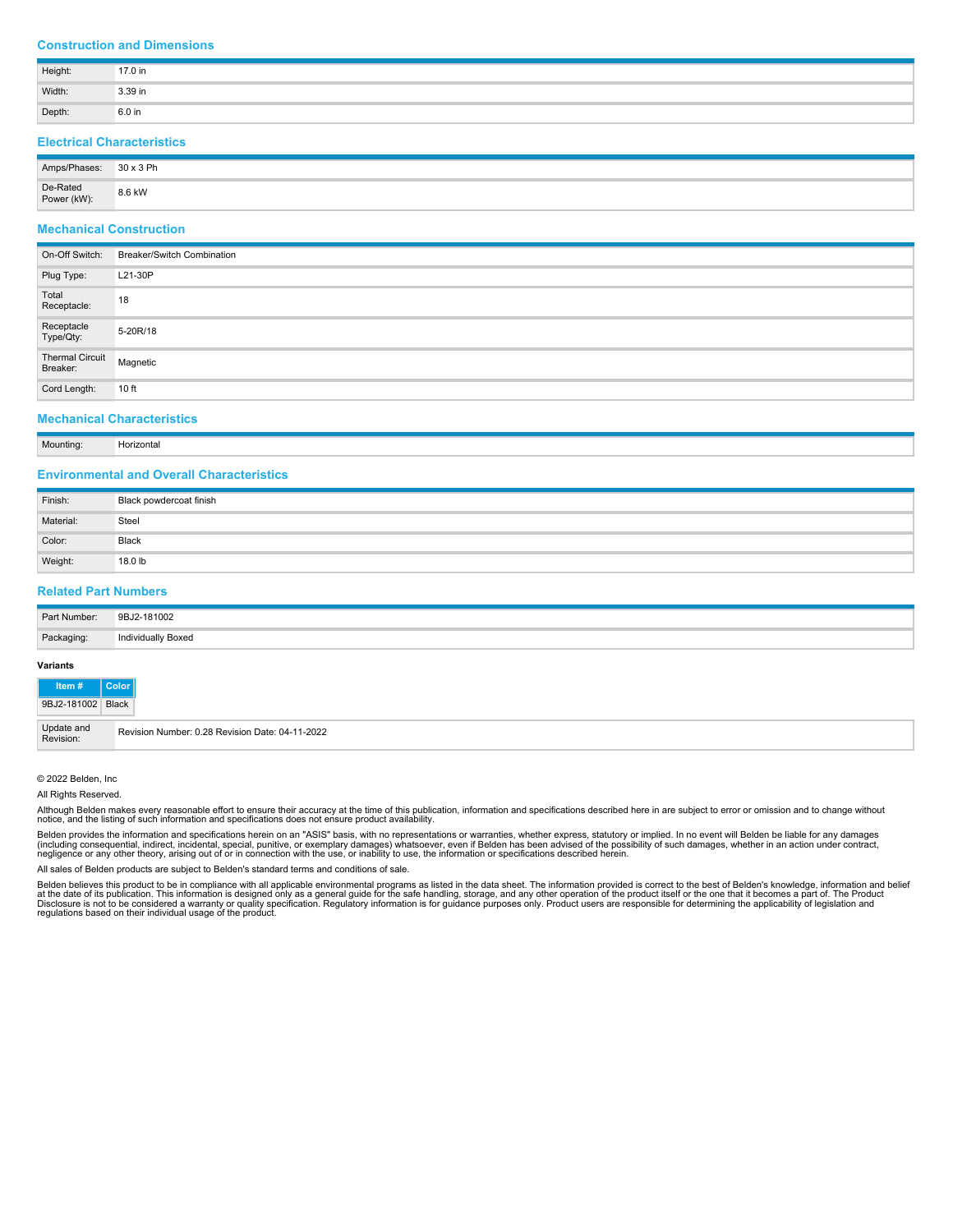## Construction and Dimensions

| | |
|---|---|
| Height: | 17.0 in |
| Width: | 3.39 in |
| Depth: | 6.0 in |

## Electrical Characteristics

| | |
|---|---|
| Amps/Phases: | 30 x 3 Ph |
| De-Rated Power (kW): | 8.6 kW |

## Mechanical Construction

| | |
|---|---|
| On-Off Switch: | Breaker/Switch Combination |
| Plug Type: | L21-30P |
| Total Receptacle: | 18 |
| Receptacle Type/Qty: | 5-20R/18 |
| Thermal Circuit Breaker: | Magnetic |
| Cord Length: | 10 ft |

## Mechanical Characteristics

| | |
|---|---|
| Mounting: | Horizontal |

## Environmental and Overall Characteristics

| | |
|---|---|
| Finish: | Black powdercoat finish |
| Material: | Steel |
| Color: | Black |
| Weight: | 18.0 lb |

## Related Part Numbers

| | |
|---|---|
| Part Number: | 9BJ2-181002 |
| Packaging: | Individually Boxed |

**Variants**

| Item # | Color |
|---|---|
| 9BJ2-181002 | Black |

| | |
|---|---|
| Update and Revision: | Revision Number: 0.28 Revision Date: 04-11-2022 |

© 2022 Belden, Inc

All Rights Reserved.

Although Belden makes every reasonable effort to ensure their accuracy at the time of this publication, information and specifications described here in are subject to error or omission and to change without notice, and the listing of such information and specifications does not ensure product availability.

Belden provides the information and specifications herein on an "ASIS" basis, with no representations or warranties, whether express, statutory or implied. In no event will Belden be liable for any damages (including consequential, indirect, incidental, special, punitive, or exemplary damages) whatsoever, even if Belden has been advised of the possibility of such damages, whether in an action under contract, negligence or any other theory, arising out of or in connection with the use, or inability to use, the information or specifications described herein.

All sales of Belden products are subject to Belden's standard terms and conditions of sale.

Belden believes this product to be in compliance with all applicable environmental programs as listed in the data sheet. The information provided is correct to the best of Belden's knowledge, information and belief at the date of its publication. This information is designed only as a general guide for the safe handling, storage, and any other operation of the product itself or the one that it becomes a part of. The Product Disclosure is not to be considered a warranty or quality specification. Regulatory information is for guidance purposes only. Product users are responsible for determining the applicability of legislation and regulations based on their individual usage of the product.